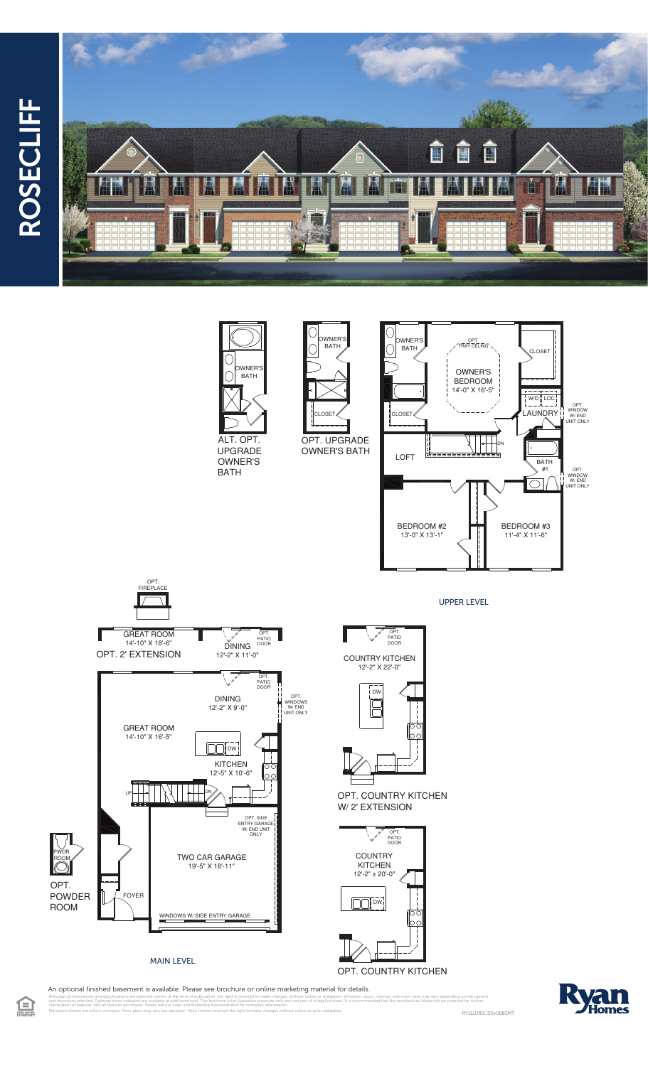# ROSECLIFF

## UPPER LEVEL

ALT. OPT. UPGRADE OWNER'S BATH

- OWNER'S BATH

OPT. UPGRADE OWNER'S BATH

- OWNER'S BATH
- CLOSET

- OWNER'S BATH
- OPT. TRAY CEILING
- OWNER'S BEDROOM 14'-0" X 16'-5"
- CLOSET
- CLOSET
- W/D
- LOC.
- LAUNDRY
- OPT. WINDOW W/ END UNIT ONLY
- DN
- LOFT
- BATH #1
- OPT. WINDOW W/ END UNIT ONLY
- BEDROOM #2 13'-0" X 13'-1"
- BEDROOM #3 11'-4" X 11'-6"

## MAIN LEVEL

OPT. 2' EXTENSION

- OPT. FIREPLACE
- GREAT ROOM 14'-10" X 18'-6"
- DINING 12'-2" X 11'-0"
- OPT. PATIO DOOR

- DINING 12'-2" X 9'-0"
- OPT. PATIO DOOR
- OPT. WINDOWS W/ END UNIT ONLY
- GREAT ROOM 14'-10" X 16'-5"
- DW
- KITCHEN 12'-5" X 10'-6"
- UP
- DN
- OPT. SIDE ENTRY GARAGE W/ END UNIT ONLY
- TWO CAR GARAGE 19'-5" X 18'-11"
- FOYER
- WINDOWS W/ SIDE ENTRY GARAGE

OPT. POWDER ROOM

- PWDR. ROOM

OPT. COUNTRY KITCHEN W/ 2' EXTENSION

- OPT. PATIO DOOR
- COUNTRY KITCHEN 12'-2" X 22'-0"
- DW

OPT. COUNTRY KITCHEN

- OPT. PATIO DOOR
- COUNTRY KITCHEN 12'-2" x 20'-0"
- DW

An optional finished basement is available. Please see brochure or online marketing material for details.

Although all illustrations and specifications are believed correct at the time of publication, the right is reserved to make changes, without notice or obligation. Windows, doors, ceilings, and room sizes may vary depending on the options and elevations selected. Optional items indicated are available at additional cost. This brochure is for illustrative purposes only and not part of a legal contract. It is recommended that the architectural blueprints be reviewed for further clarification of features. Not all features are shown. Please ask our Sales and Marketing Representative for complete information.
Elevations shown are artist's concepts. Floor plans may vary per elevation. Ryan Homes reserves the right to make changes without notice or prior obligation.

Ryan Homes

RY1120RSC00v06BSMT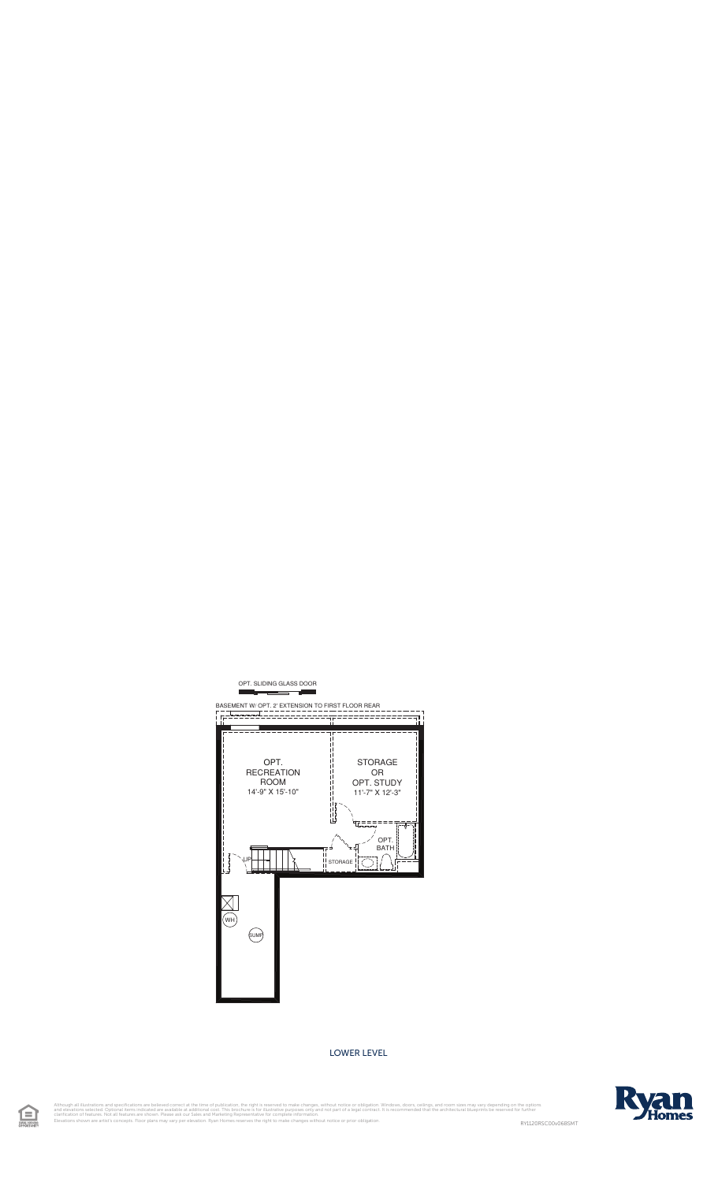OPT. SLIDING GLASS DOOR

BASEMENT W/ OPT. 2' EXTENSION TO FIRST FLOOR REAR

OPT. RECREATION ROOM
14'-9" X 15'-10"

STORAGE OR OPT. STUDY
11'-7" X 12'-3"

OPT. BATH

STORAGE

UP

WH

SUMP

LOWER LEVEL

Although all illustrations and specifications are believed correct at the time of publication, the right is reserved to make changes, without notice or obligation. Windows, doors, ceilings, and room sizes may vary depending on the options and elevations selected. Optional items indicated are available at additional cost. This brochure is for illustrative purposes only and not part of a legal contract. It is recommended that the architectural blueprints be reserved for further clarification of features. Not all features are shown. Please ask our Sales and Marketing Representative for complete information.
Elevations shown are artist's concepts. Floor plans may vary per elevation. Ryan Homes reserves the right to make changes without notice or prior obligation.

RY1120RSC00v06BSMT

Ryan Homes